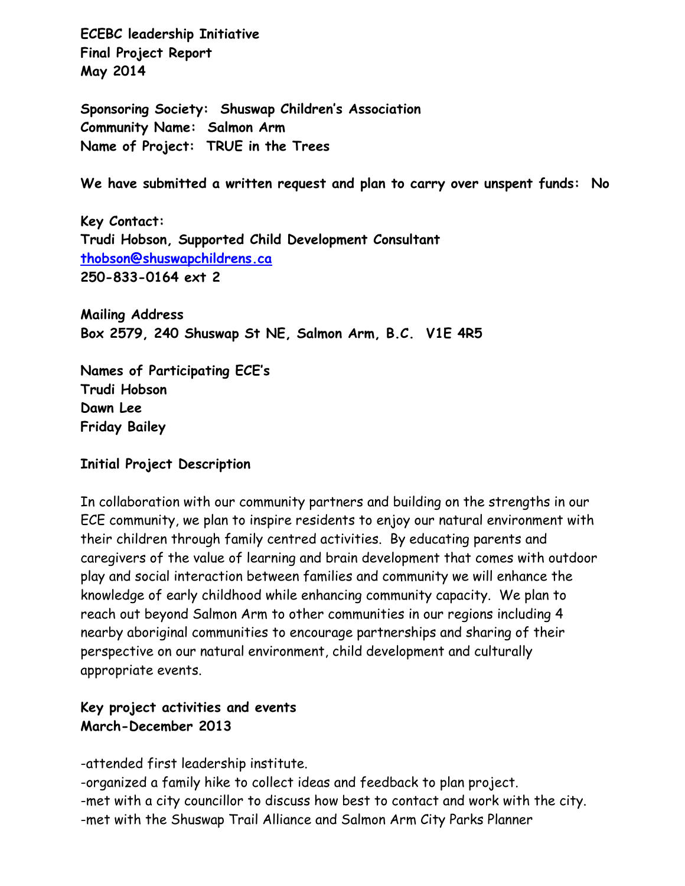**ECEBC leadership Initiative**
**Final Project Report**
**May 2014**

**Sponsoring Society: Shuswap Children's Association**
**Community Name: Salmon Arm**
**Name of Project: TRUE in the Trees**

**We have submitted a written request and plan to carry over unspent funds: No**

**Key Contact:**
**Trudi Hobson, Supported Child Development Consultant**
**thobson@shuswapchildrens.ca**
**250-833-0164 ext 2**

**Mailing Address**
**Box 2579, 240 Shuswap St NE, Salmon Arm, B.C. V1E 4R5**

**Names of Participating ECE's**
**Trudi Hobson**
**Dawn Lee**
**Friday Bailey**

**Initial Project Description**

In collaboration with our community partners and building on the strengths in our ECE community, we plan to inspire residents to enjoy our natural environment with their children through family centred activities. By educating parents and caregivers of the value of learning and brain development that comes with outdoor play and social interaction between families and community we will enhance the knowledge of early childhood while enhancing community capacity. We plan to reach out beyond Salmon Arm to other communities in our regions including 4 nearby aboriginal communities to encourage partnerships and sharing of their perspective on our natural environment, child development and culturally appropriate events.

**Key project activities and events**
**March-December 2013**

-attended first leadership institute.
-organized a family hike to collect ideas and feedback to plan project.
-met with a city councillor to discuss how best to contact and work with the city.
-met with the Shuswap Trail Alliance and Salmon Arm City Parks Planner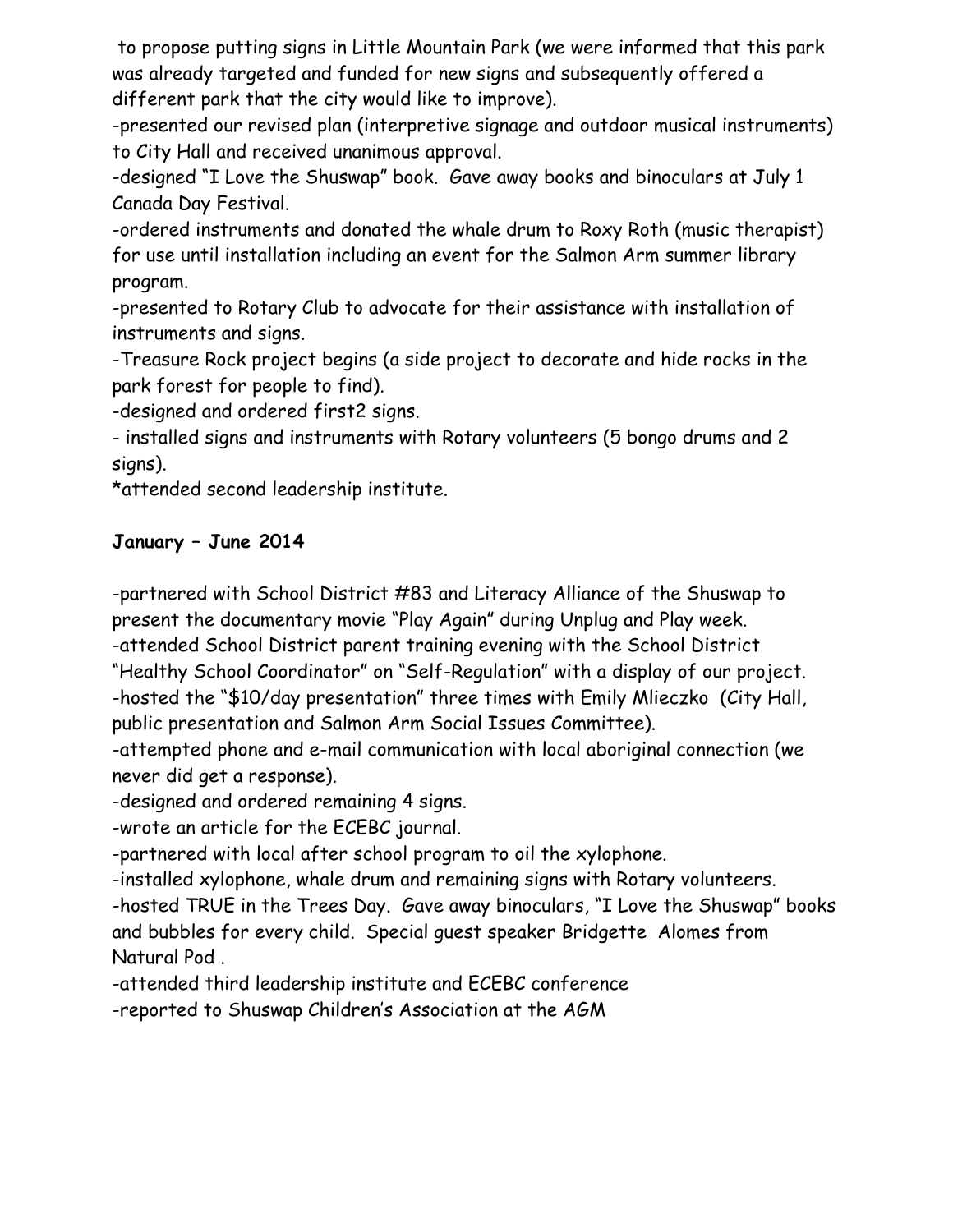to propose putting signs in Little Mountain Park (we were informed that this park was already targeted and funded for new signs and subsequently offered a different park that the city would like to improve).

-presented our revised plan (interpretive signage and outdoor musical instruments) to City Hall and received unanimous approval.

-designed "I Love the Shuswap" book. Gave away books and binoculars at July 1 Canada Day Festival.

-ordered instruments and donated the whale drum to Roxy Roth (music therapist) for use until installation including an event for the Salmon Arm summer library program.

-presented to Rotary Club to advocate for their assistance with installation of instruments and signs.

-Treasure Rock project begins (a side project to decorate and hide rocks in the park forest for people to find).

-designed and ordered first2 signs.

- installed signs and instruments with Rotary volunteers (5 bongo drums and 2 signs).

*attended second leadership institute.

**January – June 2014**

-partnered with School District #83 and Literacy Alliance of the Shuswap to present the documentary movie "Play Again" during Unplug and Play week.

-attended School District parent training evening with the School District "Healthy School Coordinator" on "Self-Regulation" with a display of our project.

-hosted the "$10/day presentation" three times with Emily Mlieczko (City Hall, public presentation and Salmon Arm Social Issues Committee).

-attempted phone and e-mail communication with local aboriginal connection (we never did get a response).

-designed and ordered remaining 4 signs.

-wrote an article for the ECEBC journal.

-partnered with local after school program to oil the xylophone.

-installed xylophone, whale drum and remaining signs with Rotary volunteers.

-hosted TRUE in the Trees Day. Gave away binoculars, "I Love the Shuswap" books and bubbles for every child. Special guest speaker Bridgette Alomes from Natural Pod .

-attended third leadership institute and ECEBC conference

-reported to Shuswap Children's Association at the AGM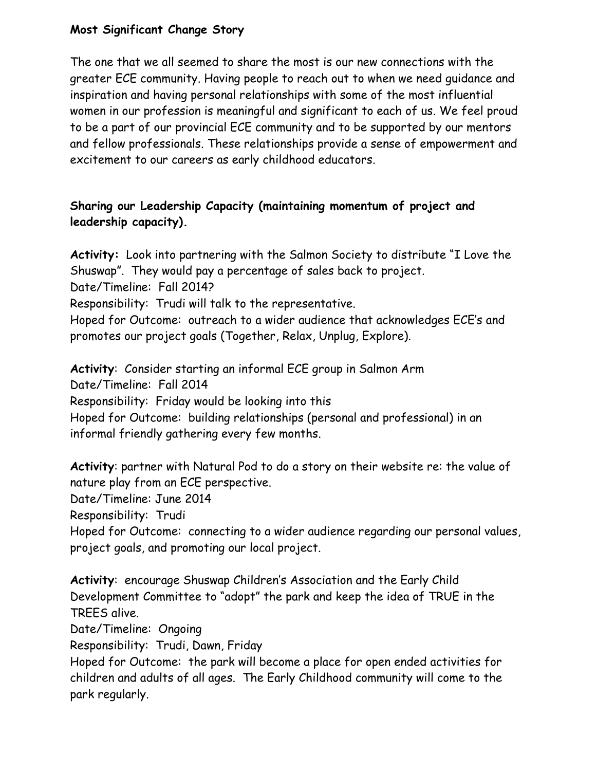**Most Significant Change Story**

The one that we all seemed to share the most is our new connections with the greater ECE community. Having people to reach out to when we need guidance and inspiration and having personal relationships with some of the most influential women in our profession is meaningful and significant to each of us. We feel proud to be a part of our provincial ECE community and to be supported by our mentors and fellow professionals. These relationships provide a sense of empowerment and excitement to our careers as early childhood educators.

**Sharing our Leadership Capacity (maintaining momentum of project and leadership capacity).**

**Activity:** Look into partnering with the Salmon Society to distribute "I Love the Shuswap". They would pay a percentage of sales back to project.
Date/Timeline: Fall 2014?
Responsibility: Trudi will talk to the representative.
Hoped for Outcome: outreach to a wider audience that acknowledges ECE's and promotes our project goals (Together, Relax, Unplug, Explore).

**Activity**: Consider starting an informal ECE group in Salmon Arm
Date/Timeline: Fall 2014
Responsibility: Friday would be looking into this
Hoped for Outcome: building relationships (personal and professional) in an informal friendly gathering every few months.

**Activity**: partner with Natural Pod to do a story on their website re: the value of nature play from an ECE perspective.
Date/Timeline: June 2014
Responsibility: Trudi
Hoped for Outcome: connecting to a wider audience regarding our personal values, project goals, and promoting our local project.

**Activity**: encourage Shuswap Children's Association and the Early Child Development Committee to "adopt" the park and keep the idea of TRUE in the TREES alive.
Date/Timeline: Ongoing
Responsibility: Trudi, Dawn, Friday
Hoped for Outcome: the park will become a place for open ended activities for children and adults of all ages. The Early Childhood community will come to the park regularly.